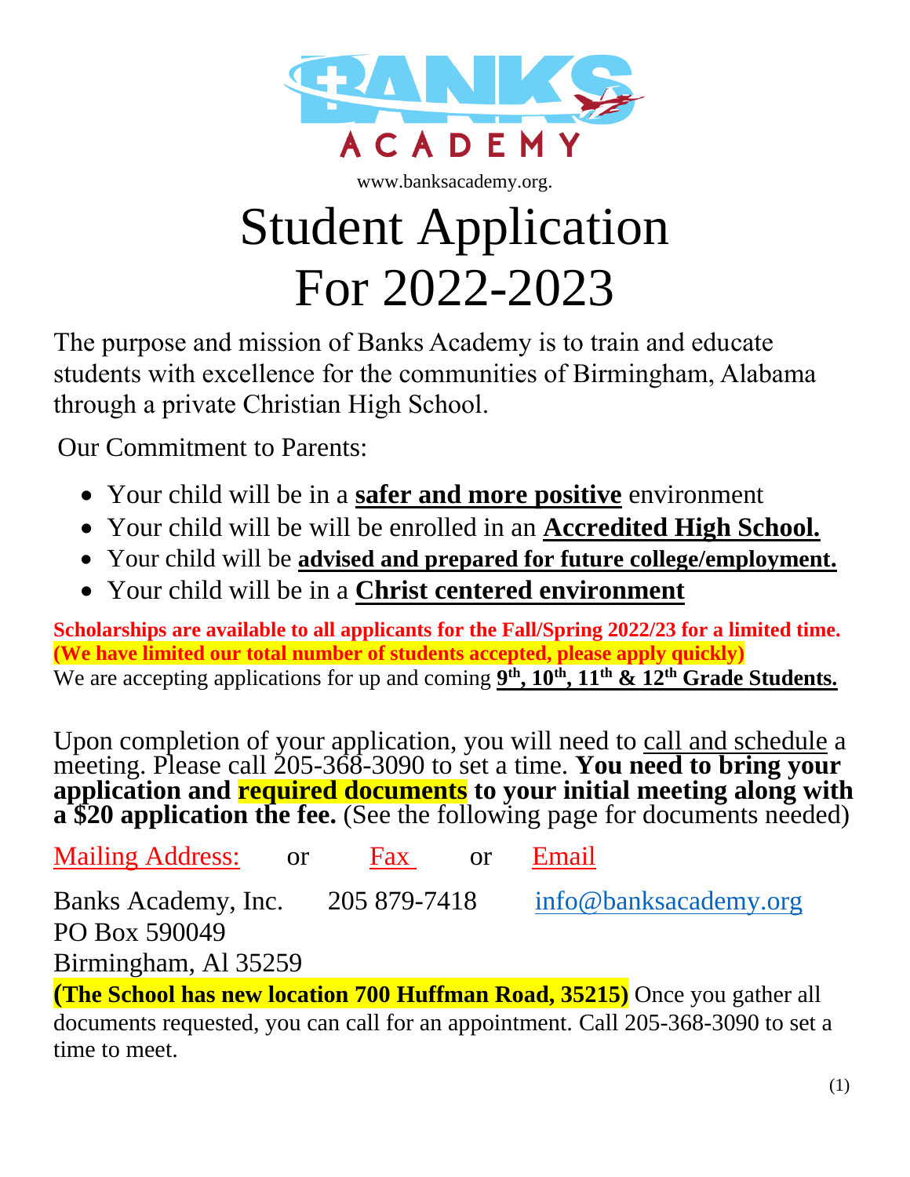BANKS ACADEMY

www.banksacademy.org.

# Student Application For 2022-2023

The purpose and mission of Banks Academy is to train and educate students with excellence for the communities of Birmingham, Alabama through a private Christian High School.

Our Commitment to Parents:

- Your child will be in a **safer and more positive** environment
- Your child will be will be enrolled in an **Accredited High School.**
- Your child will be **advised and prepared for future college/employment.**
- Your child will be in a **Christ centered environment**

**Scholarships are available to all applicants for the Fall/Spring 2022/23 for a limited time.**
**(We have limited our total number of students accepted, please apply quickly)**
We are accepting applications for up and coming **9th, 10th, 11th & 12th Grade Students.**

Upon completion of your application, you will need to call and schedule a meeting. Please call 205-368-3090 to set a time. **You need to bring your application and required documents to your initial meeting along with a $20 application the fee.** (See the following page for documents needed)

| Mailing Address: | or | Fax | or | Email |
|---|---|---|---|---|
| Banks Academy, Inc.<br>PO Box 590049<br>Birmingham, Al 35259 | | 205 879-7418 | | info@banksacademy.org |

**(The School has new location 700 Huffman Road, 35215)** Once you gather all documents requested, you can call for an appointment. Call 205-368-3090 to set a time to meet.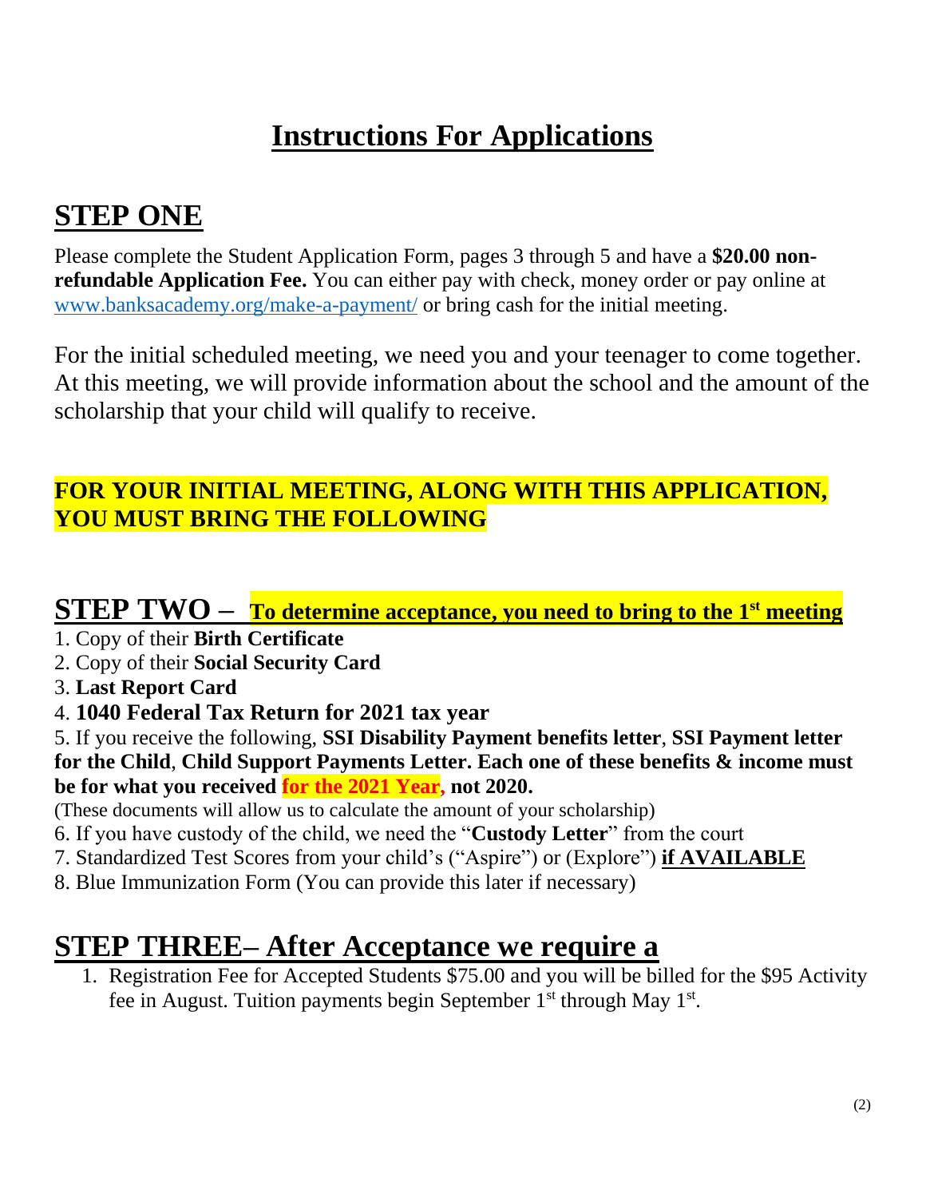# Instructions For Applications

## STEP ONE

Please complete the Student Application Form, pages 3 through 5 and have a **$20.00 non-refundable Application Fee.** You can either pay with check, money order or pay online at [www.banksacademy.org/make-a-payment/](www.banksacademy.org/make-a-payment/) or bring cash for the initial meeting.

For the initial scheduled meeting, we need you and your teenager to come together. At this meeting, we will provide information about the school and the amount of the scholarship that your child will qualify to receive.

**FOR YOUR INITIAL MEETING, ALONG WITH THIS APPLICATION, YOU MUST BRING THE FOLLOWING**

## STEP TWO – To determine acceptance, you need to bring to the 1st meeting

1. Copy of their **Birth Certificate**
2. Copy of their **Social Security Card**
3. **Last Report Card**
4. **1040 Federal Tax Return for 2021 tax year**
5. If you receive the following, **SSI Disability Payment benefits letter**, **SSI Payment letter for the Child**, **Child Support Payments Letter. Each one of these benefits & income must be for what you received for the 2021 Year, not 2020.**
(These documents will allow us to calculate the amount of your scholarship)
6. If you have custody of the child, we need the "**Custody Letter**" from the court
7. Standardized Test Scores from your child's ("Aspire") or (Explore") **if AVAILABLE**
8. Blue Immunization Form (You can provide this later if necessary)

## STEP THREE– After Acceptance we require a

1. Registration Fee for Accepted Students $75.00 and you will be billed for the $95 Activity fee in August. Tuition payments begin September 1st through May 1st.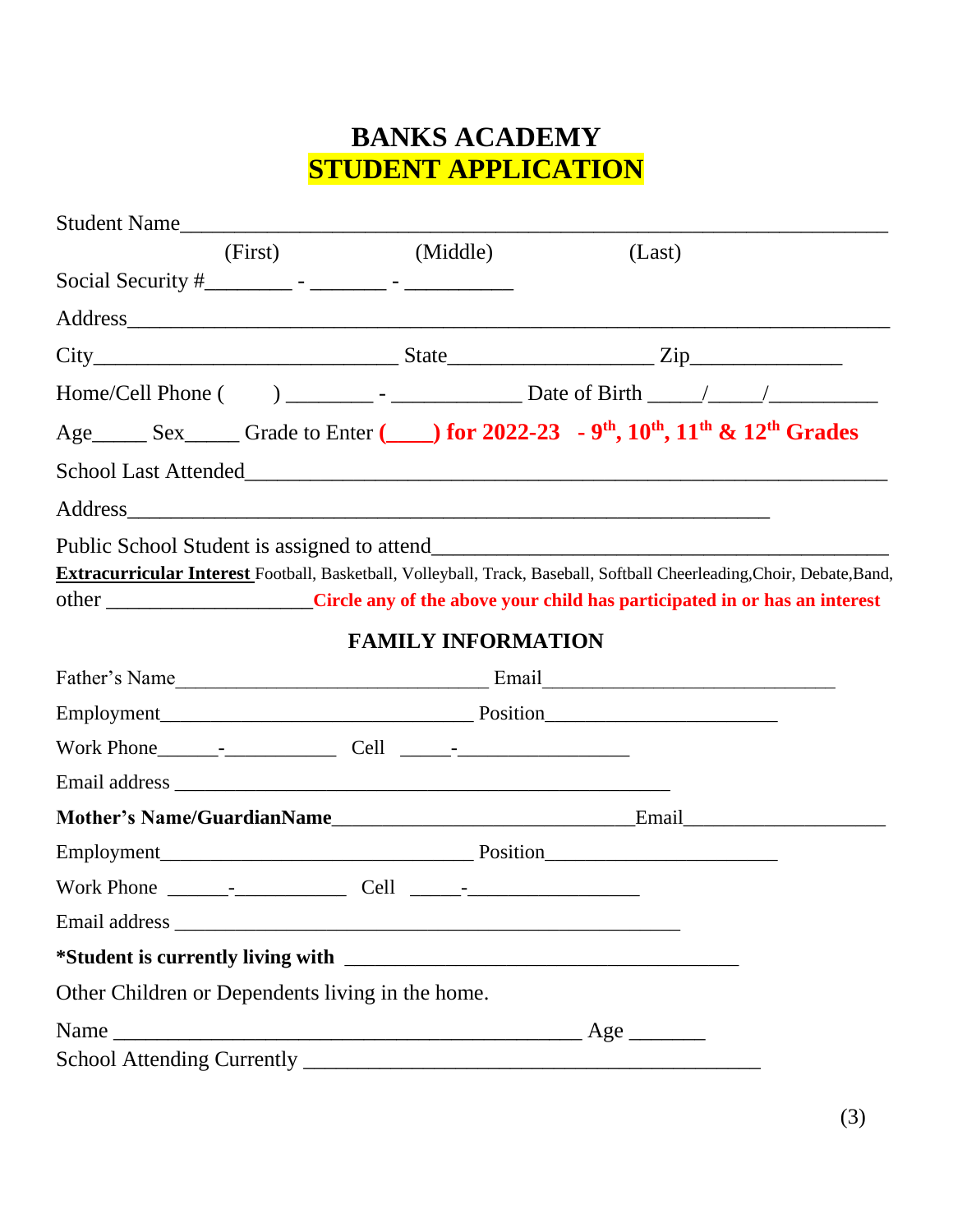# BANKS ACADEMY

## STUDENT APPLICATION

Student Name_____________________________________________________________

(First) (Middle) (Last)

Social Security #________ - _______ - __________

Address_________________________________________________________________

City____________________________ State___________________ Zip______________

Home/Cell Phone ( ) ________ - ____________ Date of Birth _____/_____/__________

Age_____ Sex_____ Grade to Enter **(____) for 2022-23 - 9th, 10th, 11th & 12th Grades**

School Last Attended______________________________________________________

Address________________________________________________________

Public School Student is assigned to attend__________________________________________

**Extracurricular Interest** Football, Basketball, Volleyball, Track, Baseball, Softball Cheerleading,Choir, Debate,Band, other ___________________ **Circle any of the above your child has participated in or has an interest**

### FAMILY INFORMATION

Father's Name_____________________________ Email___________________________

Employment______________________________ Position______________________

Work Phone______-___________ Cell _____-________________

Email address ______________________________________________

**Mother's Name/GuardianName**_____________________________Email___________________

Employment______________________________ Position______________________

Work Phone ______-___________ Cell _____-________________

Email address ______________________________________________

***Student is currently living with** _____________________________________

Other Children or Dependents living in the home.

Name ____________________________________________ Age _______

School Attending Currently ___________________________________________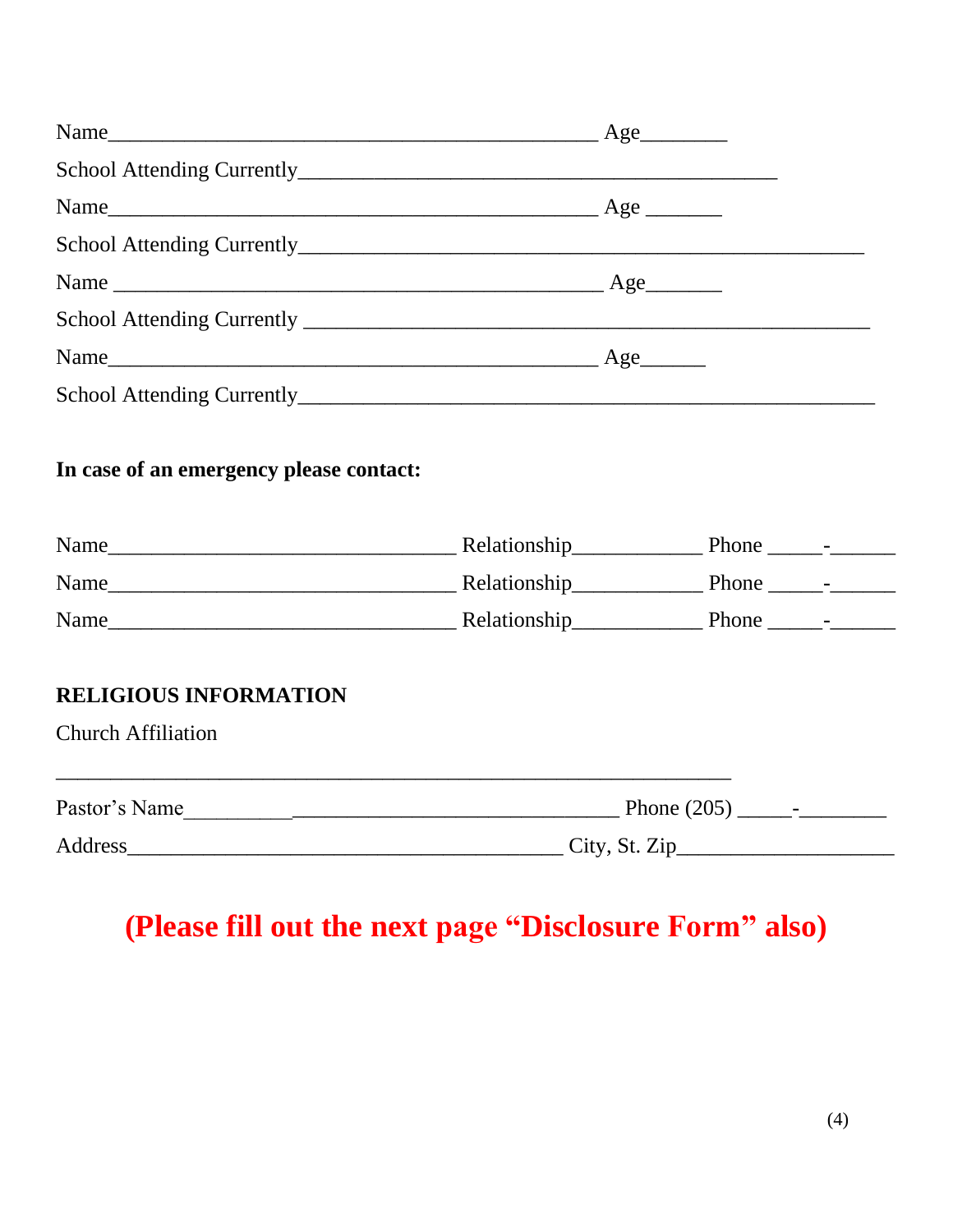Name_______________________________________________ Age________

School Attending Currently______________________________________________

Name_______________________________________________ Age _______

School Attending Currently_______________________________________________________

Name _______________________________________________ Age_______

School Attending Currently _______________________________________________________

Name_______________________________________________ Age______

School Attending Currently________________________________________________________

**In case of an emergency please contact:**

Name_________________________________ Relationship____________ Phone _____-______

Name_________________________________ Relationship____________ Phone _____-______

Name_________________________________ Relationship____________ Phone _____-______

**RELIGIOUS INFORMATION**

Church Affiliation

_________________________________________________________________

Pastor's Name__________________________________________ Phone (205) _____-________

Address__________________________________________ City, St. Zip____________________

**(Please fill out the next page "Disclosure Form" also)**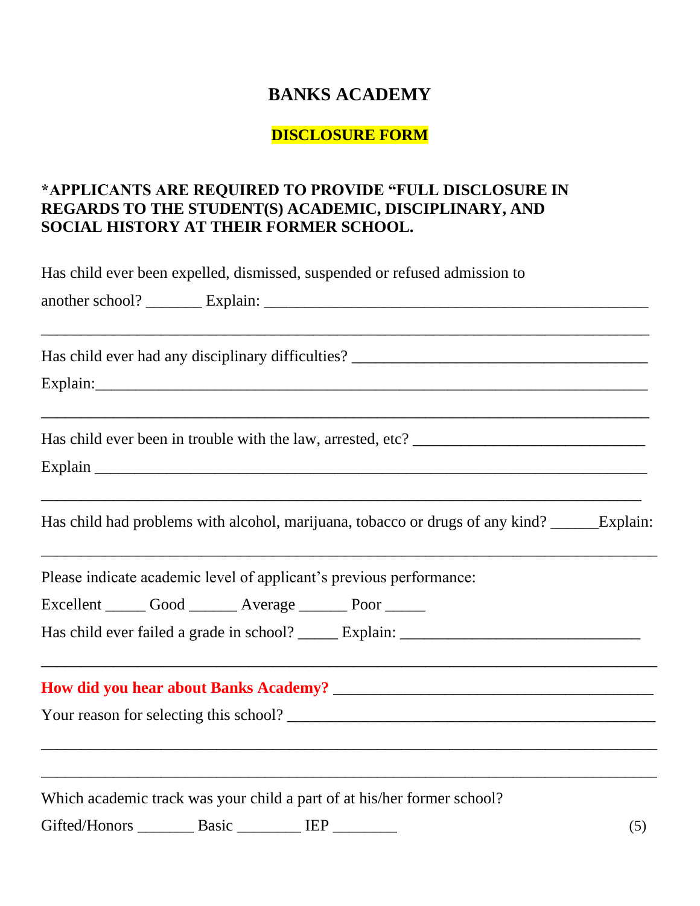# BANKS ACADEMY

## DISCLOSURE FORM

**\*APPLICANTS ARE REQUIRED TO PROVIDE "FULL DISCLOSURE IN REGARDS TO THE STUDENT(S) ACADEMIC, DISCIPLINARY, AND SOCIAL HISTORY AT THEIR FORMER SCHOOL.**

Has child ever been expelled, dismissed, suspended or refused admission to another school? _______ Explain: ____________________________________________________

_____________________________________________________________________________

Has child ever had any disciplinary difficulties? ______________________________________

Explain:_______________________________________________________________________

_____________________________________________________________________________

Has child ever been in trouble with the law, arrested, etc? ______________________________

Explain _______________________________________________________________________

_____________________________________________________________________________

Has child had problems with alcohol, marijuana, tobacco or drugs of any kind? ______Explain:

_____________________________________________________________________________

Please indicate academic level of applicant's previous performance:

Excellent _____ Good ______ Average ______ Poor _____

Has child ever failed a grade in school? _____ Explain: ______________________________

_____________________________________________________________________________

**How did you hear about Banks Academy?** ________________________________________

Your reason for selecting this school? ______________________________________________

_____________________________________________________________________________

_____________________________________________________________________________

Which academic track was your child a part of at his/her former school?

Gifted/Honors _______ Basic ________ IEP ________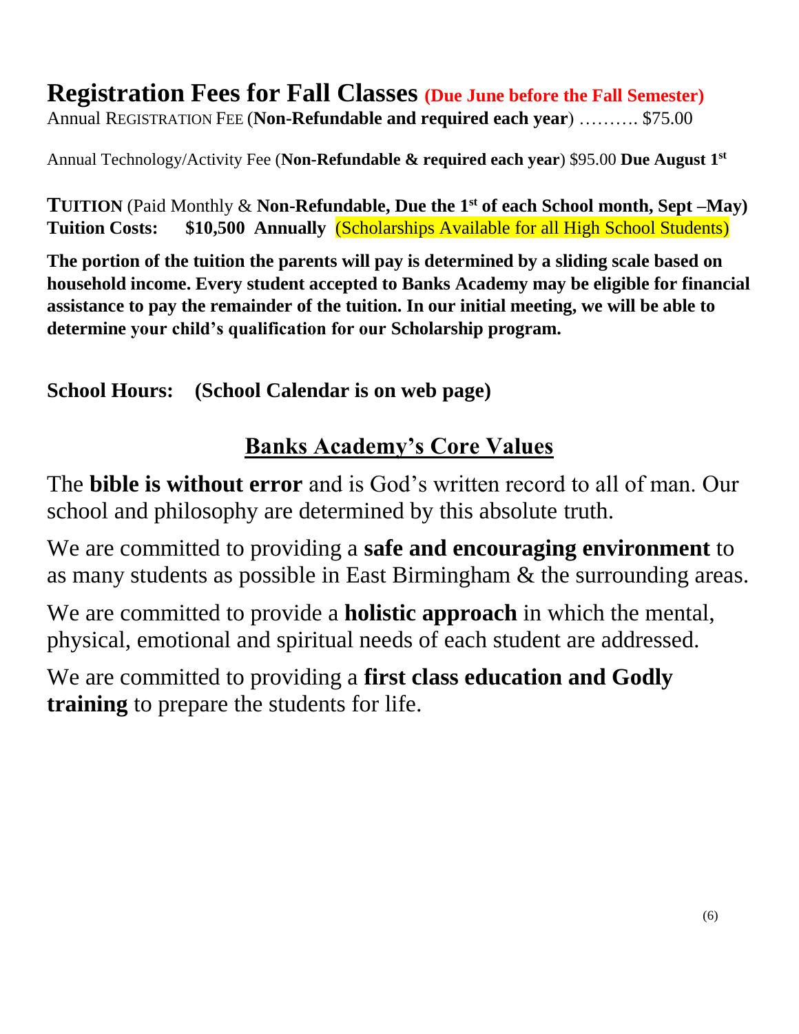# Registration Fees for Fall Classes **(Due June before the Fall Semester)**

Annual REGISTRATION FEE (**Non-Refundable and required each year**) ………. $75.00

Annual Technology/Activity Fee (**Non-Refundable & required each year**) $95.00 **Due August 1st**

**TUITION** (Paid Monthly & **Non-Refundable, Due the 1st of each School month, Sept –May)**
**Tuition Costs: $10,500 Annually** (Scholarships Available for all High School Students)

**The portion of the tuition the parents will pay is determined by a sliding scale based on household income. Every student accepted to Banks Academy may be eligible for financial assistance to pay the remainder of the tuition. In our initial meeting, we will be able to determine your child's qualification for our Scholarship program.**

**School Hours: (School Calendar is on web page)**

## Banks Academy's Core Values

The **bible is without error** and is God's written record to all of man. Our school and philosophy are determined by this absolute truth.

We are committed to providing a **safe and encouraging environment** to as many students as possible in East Birmingham & the surrounding areas.

We are committed to provide a **holistic approach** in which the mental, physical, emotional and spiritual needs of each student are addressed.

We are committed to providing a **first class education and Godly training** to prepare the students for life.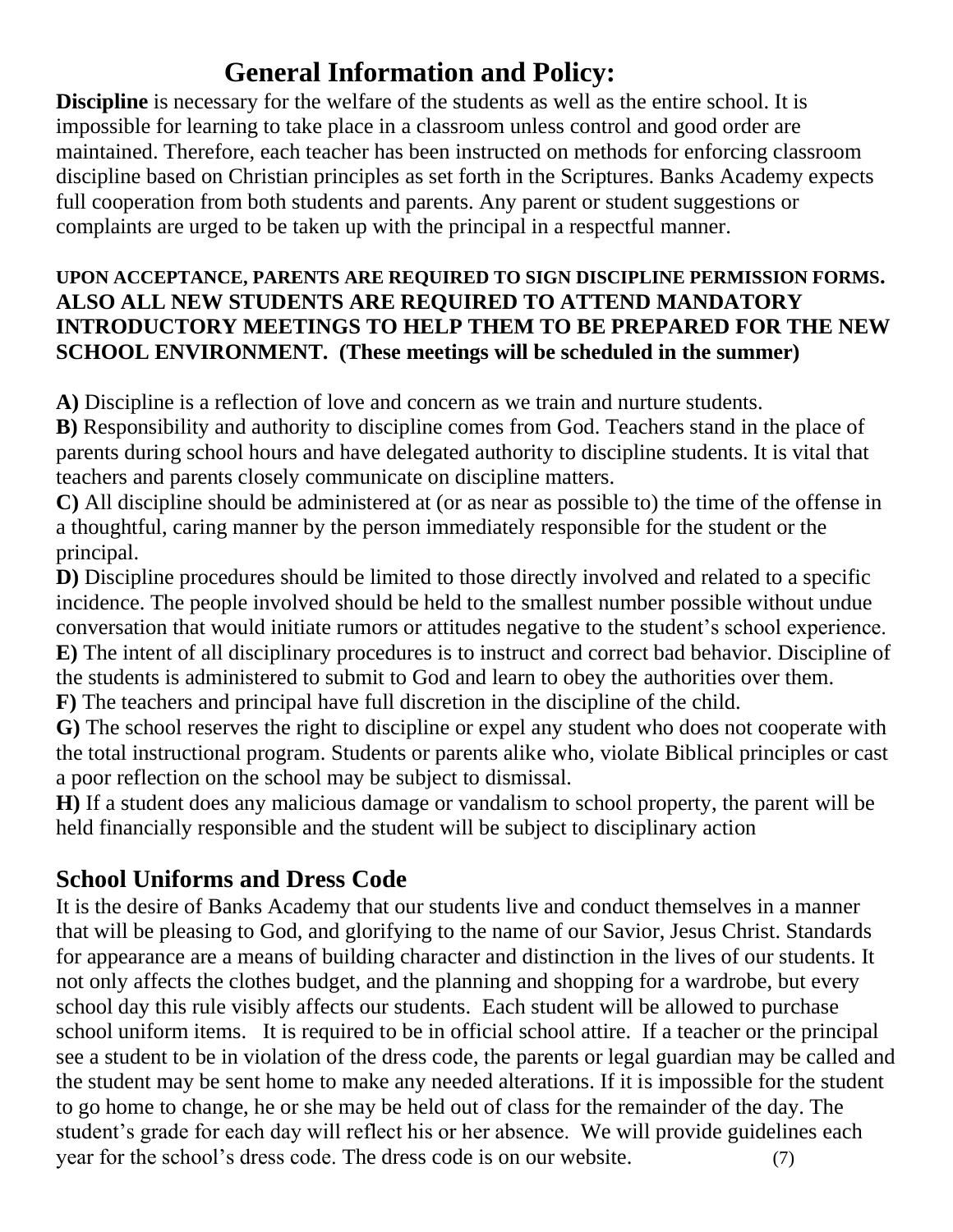# General Information and Policy:

**Discipline** is necessary for the welfare of the students as well as the entire school. It is impossible for learning to take place in a classroom unless control and good order are maintained. Therefore, each teacher has been instructed on methods for enforcing classroom discipline based on Christian principles as set forth in the Scriptures. Banks Academy expects full cooperation from both students and parents. Any parent or student suggestions or complaints are urged to be taken up with the principal in a respectful manner.

**UPON ACCEPTANCE, PARENTS ARE REQUIRED TO SIGN DISCIPLINE PERMISSION FORMS. ALSO ALL NEW STUDENTS ARE REQUIRED TO ATTEND MANDATORY INTRODUCTORY MEETINGS TO HELP THEM TO BE PREPARED FOR THE NEW SCHOOL ENVIRONMENT. (These meetings will be scheduled in the summer)**

**A)** Discipline is a reflection of love and concern as we train and nurture students.
**B)** Responsibility and authority to discipline comes from God. Teachers stand in the place of parents during school hours and have delegated authority to discipline students. It is vital that teachers and parents closely communicate on discipline matters.
**C)** All discipline should be administered at (or as near as possible to) the time of the offense in a thoughtful, caring manner by the person immediately responsible for the student or the principal.
**D)** Discipline procedures should be limited to those directly involved and related to a specific incidence. The people involved should be held to the smallest number possible without undue conversation that would initiate rumors or attitudes negative to the student's school experience.
**E)** The intent of all disciplinary procedures is to instruct and correct bad behavior. Discipline of the students is administered to submit to God and learn to obey the authorities over them.
**F)** The teachers and principal have full discretion in the discipline of the child.
**G)** The school reserves the right to discipline or expel any student who does not cooperate with the total instructional program. Students or parents alike who, violate Biblical principles or cast a poor reflection on the school may be subject to dismissal.
**H)** If a student does any malicious damage or vandalism to school property, the parent will be held financially responsible and the student will be subject to disciplinary action

## School Uniforms and Dress Code

It is the desire of Banks Academy that our students live and conduct themselves in a manner that will be pleasing to God, and glorifying to the name of our Savior, Jesus Christ. Standards for appearance are a means of building character and distinction in the lives of our students. It not only affects the clothes budget, and the planning and shopping for a wardrobe, but every school day this rule visibly affects our students. Each student will be allowed to purchase school uniform items. It is required to be in official school attire. If a teacher or the principal see a student to be in violation of the dress code, the parents or legal guardian may be called and the student may be sent home to make any needed alterations. If it is impossible for the student to go home to change, he or she may be held out of class for the remainder of the day. The student's grade for each day will reflect his or her absence. We will provide guidelines each year for the school's dress code. The dress code is on our website.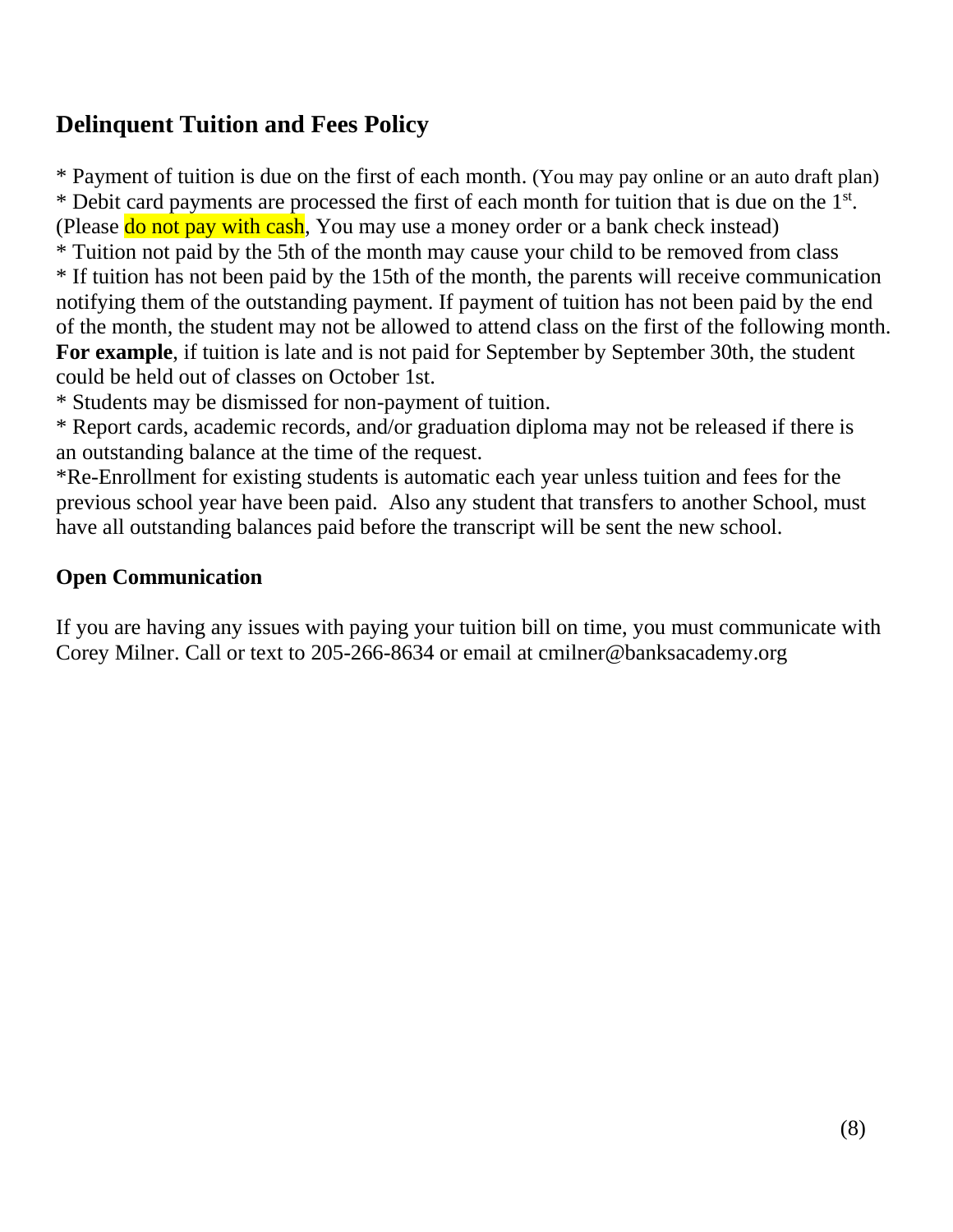## Delinquent Tuition and Fees Policy

* Payment of tuition is due on the first of each month. (You may pay online or an auto draft plan)
* Debit card payments are processed the first of each month for tuition that is due on the 1st. (Please do not pay with cash, You may use a money order or a bank check instead)
* Tuition not paid by the 5th of the month may cause your child to be removed from class
* If tuition has not been paid by the 15th of the month, the parents will receive communication notifying them of the outstanding payment. If payment of tuition has not been paid by the end of the month, the student may not be allowed to attend class on the first of the following month. **For example**, if tuition is late and is not paid for September by September 30th, the student could be held out of classes on October 1st.
* Students may be dismissed for non-payment of tuition.
* Report cards, academic records, and/or graduation diploma may not be released if there is an outstanding balance at the time of the request.
*Re-Enrollment for existing students is automatic each year unless tuition and fees for the previous school year have been paid. Also any student that transfers to another School, must have all outstanding balances paid before the transcript will be sent the new school.

### Open Communication

If you are having any issues with paying your tuition bill on time, you must communicate with Corey Milner. Call or text to 205-266-8634 or email at cmilner@banksacademy.org